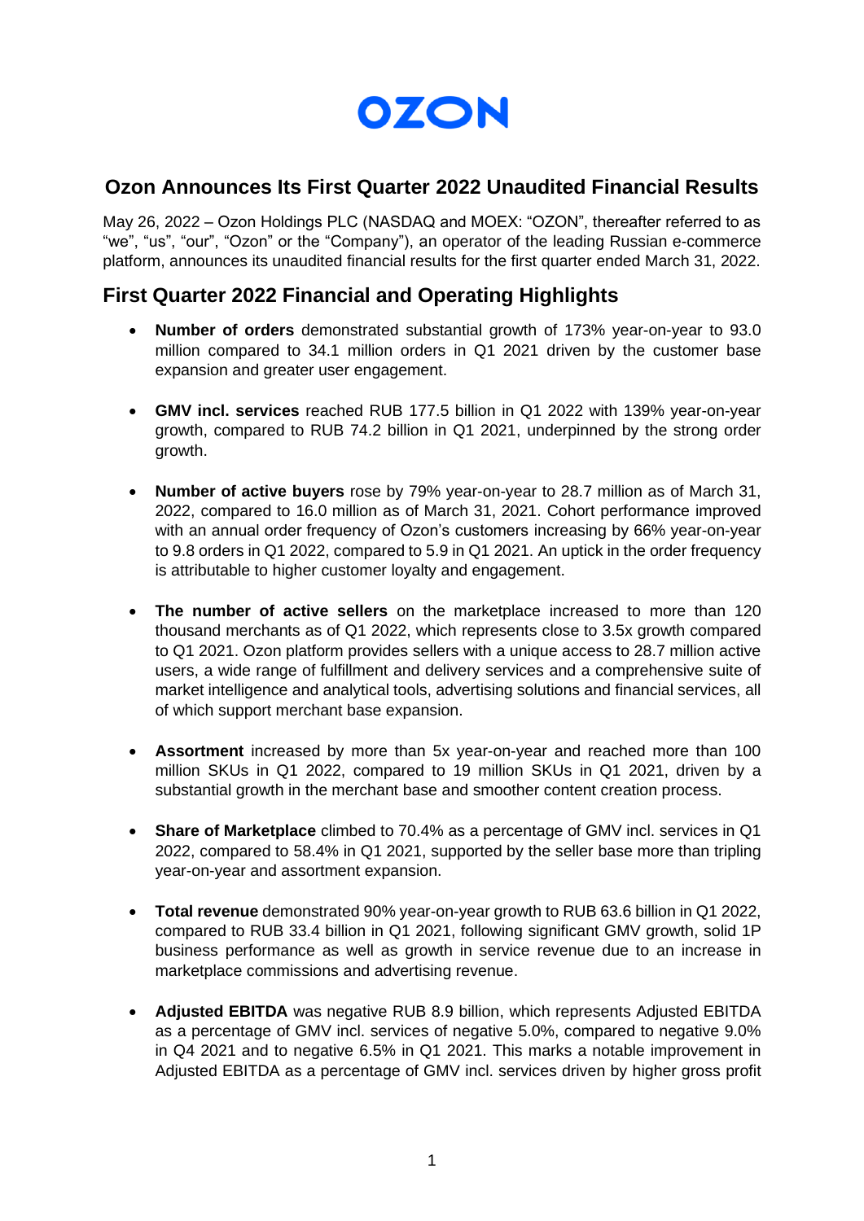# OZON

## Ozon Announces Its First Quarter 2022 Unaudited Financial Results

May 26, 2022 – Ozon Holdings PLC (NASDAQ and MOEX: "OZON", thereafter referred to as "we", "us", "our", "Ozon" or the "Company"), an operator of the leading Russian e-commerce platform, announces its unaudited financial results for the first quarter ended March 31, 2022.

## First Quarter 2022 Financial and Operating Highlights

- **Number of orders** demonstrated substantial growth of 173% year-on-year to 93.0 million compared to 34.1 million orders in Q1 2021 driven by the customer base expansion and greater user engagement.

- **GMV incl. services** reached RUB 177.5 billion in Q1 2022 with 139% year-on-year growth, compared to RUB 74.2 billion in Q1 2021, underpinned by the strong order growth.

- **Number of active buyers** rose by 79% year-on-year to 28.7 million as of March 31, 2022, compared to 16.0 million as of March 31, 2021. Cohort performance improved with an annual order frequency of Ozon's customers increasing by 66% year-on-year to 9.8 orders in Q1 2022, compared to 5.9 in Q1 2021. An uptick in the order frequency is attributable to higher customer loyalty and engagement.

- **The number of active sellers** on the marketplace increased to more than 120 thousand merchants as of Q1 2022, which represents close to 3.5x growth compared to Q1 2021. Ozon platform provides sellers with a unique access to 28.7 million active users, a wide range of fulfillment and delivery services and a comprehensive suite of market intelligence and analytical tools, advertising solutions and financial services, all of which support merchant base expansion.

- **Assortment** increased by more than 5x year-on-year and reached more than 100 million SKUs in Q1 2022, compared to 19 million SKUs in Q1 2021, driven by a substantial growth in the merchant base and smoother content creation process.

- **Share of Marketplace** climbed to 70.4% as a percentage of GMV incl. services in Q1 2022, compared to 58.4% in Q1 2021, supported by the seller base more than tripling year-on-year and assortment expansion.

- **Total revenue** demonstrated 90% year-on-year growth to RUB 63.6 billion in Q1 2022, compared to RUB 33.4 billion in Q1 2021, following significant GMV growth, solid 1P business performance as well as growth in service revenue due to an increase in marketplace commissions and advertising revenue.

- **Adjusted EBITDA** was negative RUB 8.9 billion, which represents Adjusted EBITDA as a percentage of GMV incl. services of negative 5.0%, compared to negative 9.0% in Q4 2021 and to negative 6.5% in Q1 2021. This marks a notable improvement in Adjusted EBITDA as a percentage of GMV incl. services driven by higher gross profit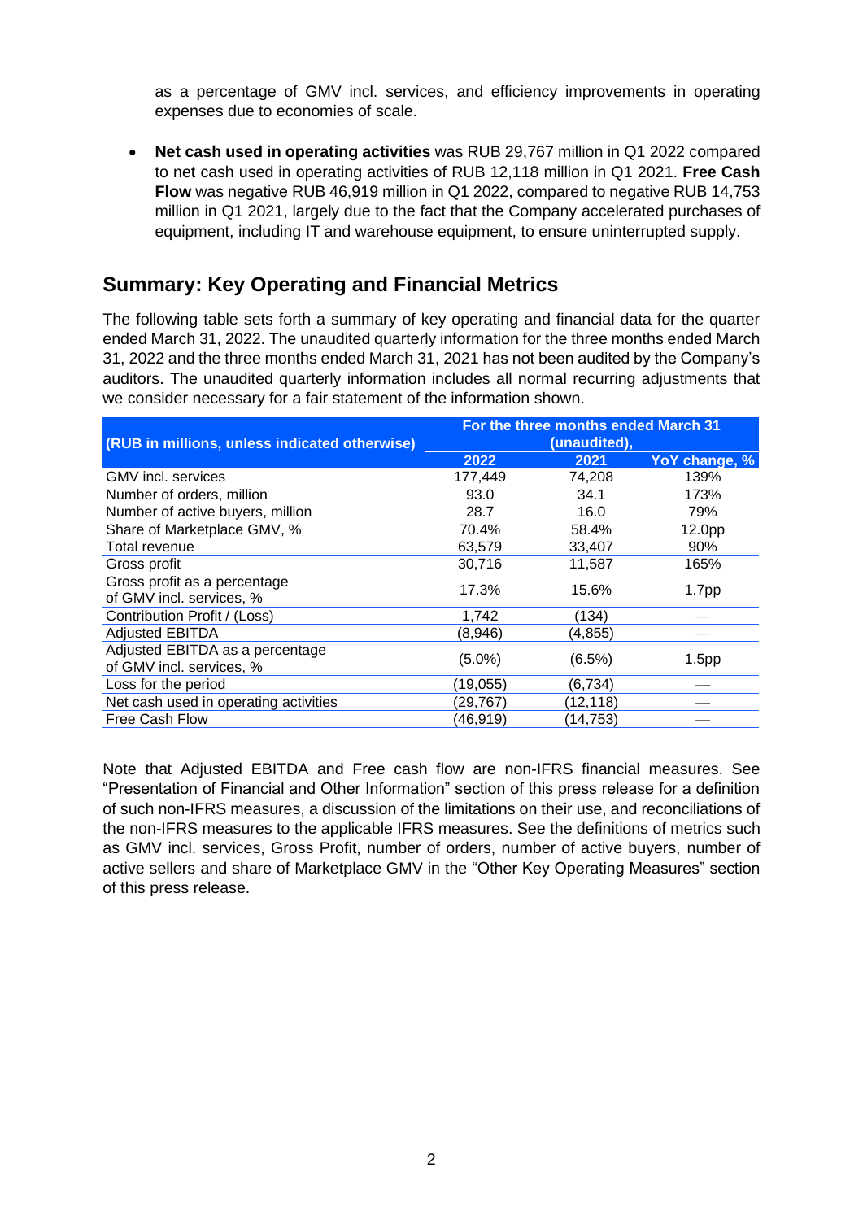as a percentage of GMV incl. services, and efficiency improvements in operating expenses due to economies of scale.

- **Net cash used in operating activities** was RUB 29,767 million in Q1 2022 compared to net cash used in operating activities of RUB 12,118 million in Q1 2021. **Free Cash Flow** was negative RUB 46,919 million in Q1 2022, compared to negative RUB 14,753 million in Q1 2021, largely due to the fact that the Company accelerated purchases of equipment, including IT and warehouse equipment, to ensure uninterrupted supply.

## Summary: Key Operating and Financial Metrics

The following table sets forth a summary of key operating and financial data for the quarter ended March 31, 2022. The unaudited quarterly information for the three months ended March 31, 2022 and the three months ended March 31, 2021 has not been audited by the Company's auditors. The unaudited quarterly information includes all normal recurring adjustments that we consider necessary for a fair statement of the information shown.

| (RUB in millions, unless indicated otherwise) | For the three months ended March 31 (unaudited), | | |
|---|---|---|---|
| | 2022 | 2021 | YoY change, % |
| GMV incl. services | 177,449 | 74,208 | 139% |
| Number of orders, million | 93.0 | 34.1 | 173% |
| Number of active buyers, million | 28.7 | 16.0 | 79% |
| Share of Marketplace GMV, % | 70.4% | 58.4% | 12.0pp |
| Total revenue | 63,579 | 33,407 | 90% |
| Gross profit | 30,716 | 11,587 | 165% |
| Gross profit as a percentage of GMV incl. services, % | 17.3% | 15.6% | 1.7pp |
| Contribution Profit / (Loss) | 1,742 | (134) | — |
| Adjusted EBITDA | (8,946) | (4,855) | — |
| Adjusted EBITDA as a percentage of GMV incl. services, % | (5.0%) | (6.5%) | 1.5pp |
| Loss for the period | (19,055) | (6,734) | — |
| Net cash used in operating activities | (29,767) | (12,118) | — |
| Free Cash Flow | (46,919) | (14,753) | — |

Note that Adjusted EBITDA and Free cash flow are non-IFRS financial measures. See "Presentation of Financial and Other Information" section of this press release for a definition of such non-IFRS measures, a discussion of the limitations on their use, and reconciliations of the non-IFRS measures to the applicable IFRS measures. See the definitions of metrics such as GMV incl. services, Gross Profit, number of orders, number of active buyers, number of active sellers and share of Marketplace GMV in the "Other Key Operating Measures" section of this press release.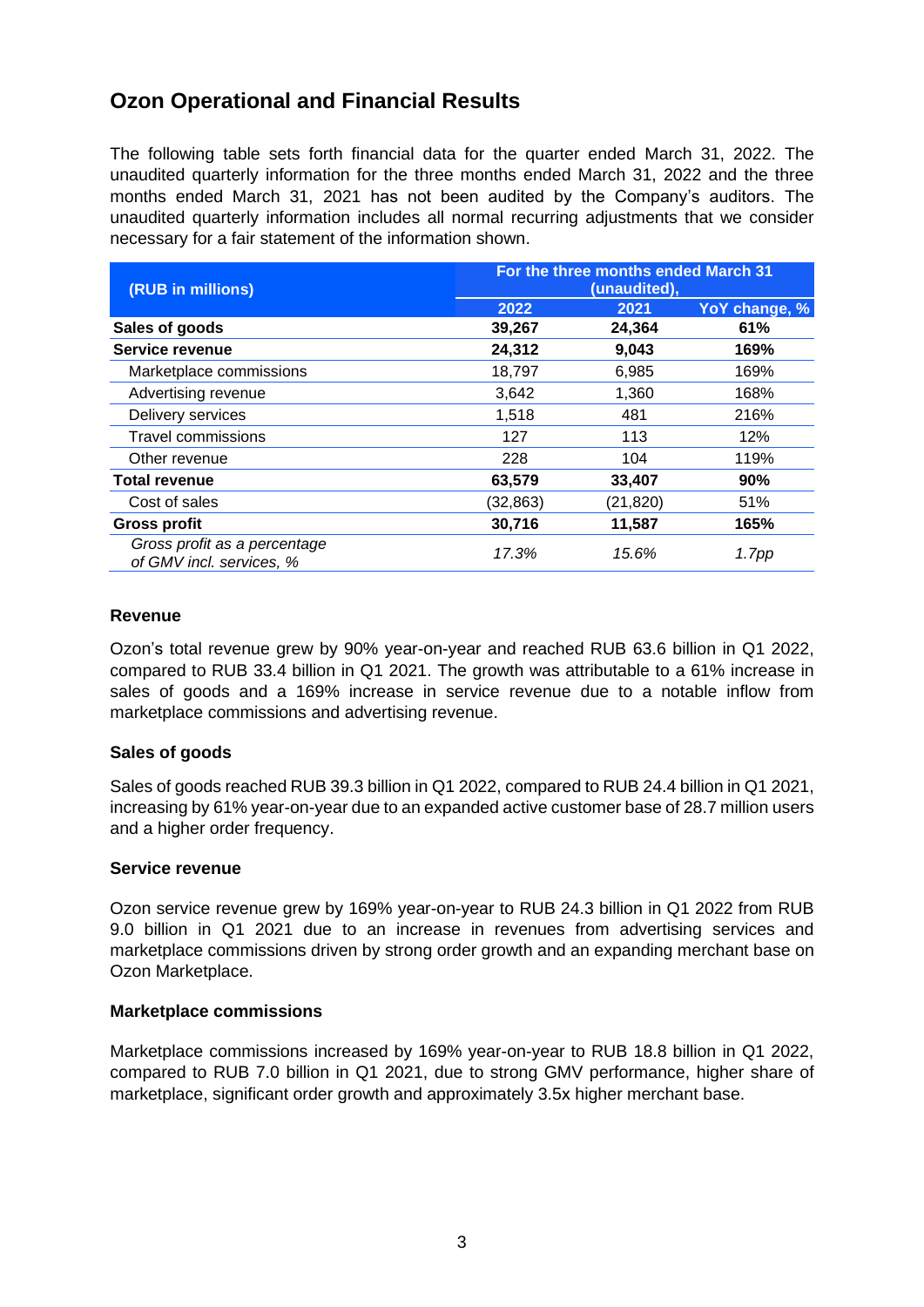## Ozon Operational and Financial Results

The following table sets forth financial data for the quarter ended March 31, 2022. The unaudited quarterly information for the three months ended March 31, 2022 and the three months ended March 31, 2021 has not been audited by the Company's auditors. The unaudited quarterly information includes all normal recurring adjustments that we consider necessary for a fair statement of the information shown.

| (RUB in millions) | For the three months ended March 31 (unaudited), | | |
|---|---|---|---|
| | 2022 | 2021 | YoY change, % |
| **Sales of goods** | **39,267** | **24,364** | **61%** |
| **Service revenue** | **24,312** | **9,043** | **169%** |
| Marketplace commissions | 18,797 | 6,985 | 169% |
| Advertising revenue | 3,642 | 1,360 | 168% |
| Delivery services | 1,518 | 481 | 216% |
| Travel commissions | 127 | 113 | 12% |
| Other revenue | 228 | 104 | 119% |
| **Total revenue** | **63,579** | **33,407** | **90%** |
| Cost of sales | (32,863) | (21,820) | 51% |
| **Gross profit** | **30,716** | **11,587** | **165%** |
| *Gross profit as a percentage of GMV incl. services, %* | *17.3%* | *15.6%* | *1.7pp* |

### Revenue

Ozon's total revenue grew by 90% year-on-year and reached RUB 63.6 billion in Q1 2022, compared to RUB 33.4 billion in Q1 2021. The growth was attributable to a 61% increase in sales of goods and a 169% increase in service revenue due to a notable inflow from marketplace commissions and advertising revenue.

### Sales of goods

Sales of goods reached RUB 39.3 billion in Q1 2022, compared to RUB 24.4 billion in Q1 2021, increasing by 61% year-on-year due to an expanded active customer base of 28.7 million users and a higher order frequency.

### Service revenue

Ozon service revenue grew by 169% year-on-year to RUB 24.3 billion in Q1 2022 from RUB 9.0 billion in Q1 2021 due to an increase in revenues from advertising services and marketplace commissions driven by strong order growth and an expanding merchant base on Ozon Marketplace.

### Marketplace commissions

Marketplace commissions increased by 169% year-on-year to RUB 18.8 billion in Q1 2022, compared to RUB 7.0 billion in Q1 2021, due to strong GMV performance, higher share of marketplace, significant order growth and approximately 3.5x higher merchant base.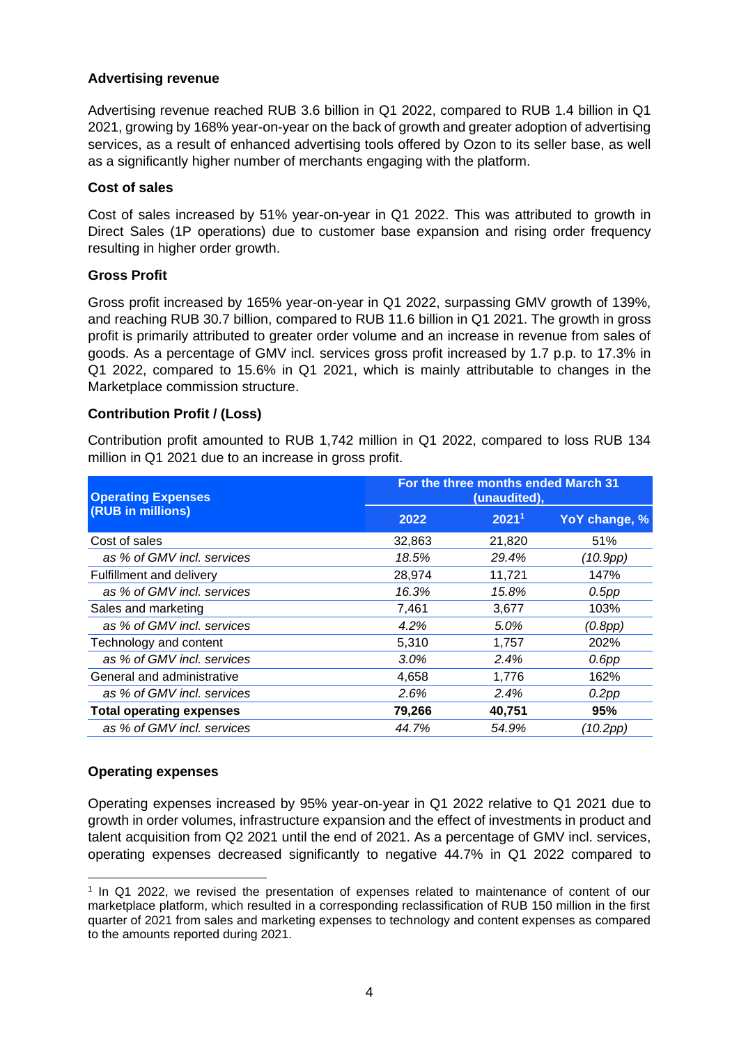### Advertising revenue

Advertising revenue reached RUB 3.6 billion in Q1 2022, compared to RUB 1.4 billion in Q1 2021, growing by 168% year-on-year on the back of growth and greater adoption of advertising services, as a result of enhanced advertising tools offered by Ozon to its seller base, as well as a significantly higher number of merchants engaging with the platform.

### Cost of sales

Cost of sales increased by 51% year-on-year in Q1 2022. This was attributed to growth in Direct Sales (1P operations) due to customer base expansion and rising order frequency resulting in higher order growth.

### Gross Profit

Gross profit increased by 165% year-on-year in Q1 2022, surpassing GMV growth of 139%, and reaching RUB 30.7 billion, compared to RUB 11.6 billion in Q1 2021. The growth in gross profit is primarily attributed to greater order volume and an increase in revenue from sales of goods. As a percentage of GMV incl. services gross profit increased by 1.7 p.p. to 17.3% in Q1 2022, compared to 15.6% in Q1 2021, which is mainly attributable to changes in the Marketplace commission structure.

### Contribution Profit / (Loss)

Contribution profit amounted to RUB 1,742 million in Q1 2022, compared to loss RUB 134 million in Q1 2021 due to an increase in gross profit.

| Operating Expenses (RUB in millions) | For the three months ended March 31 (unaudited), | | |
|---|---|---|---|
| | 2022 | 2021[1] | YoY change, % |
| Cost of sales | 32,863 | 21,820 | 51% |
| *as % of GMV incl. services* | *18.5%* | *29.4%* | *(10.9pp)* |
| Fulfillment and delivery | 28,974 | 11,721 | 147% |
| *as % of GMV incl. services* | *16.3%* | *15.8%* | *0.5pp* |
| Sales and marketing | 7,461 | 3,677 | 103% |
| *as % of GMV incl. services* | *4.2%* | *5.0%* | *(0.8pp)* |
| Technology and content | 5,310 | 1,757 | 202% |
| *as % of GMV incl. services* | *3.0%* | *2.4%* | *0.6pp* |
| General and administrative | 4,658 | 1,776 | 162% |
| *as % of GMV incl. services* | *2.6%* | *2.4%* | *0.2pp* |
| **Total operating expenses** | **79,266** | **40,751** | **95%** |
| *as % of GMV incl. services* | *44.7%* | *54.9%* | *(10.2pp)* |

### Operating expenses

Operating expenses increased by 95% year-on-year in Q1 2022 relative to Q1 2021 due to growth in order volumes, infrastructure expansion and the effect of investments in product and talent acquisition from Q2 2021 until the end of 2021. As a percentage of GMV incl. services, operating expenses decreased significantly to negative 44.7% in Q1 2022 compared to

[1] In Q1 2022, we revised the presentation of expenses related to maintenance of content of our marketplace platform, which resulted in a corresponding reclassification of RUB 150 million in the first quarter of 2021 from sales and marketing expenses to technology and content expenses as compared to the amounts reported during 2021.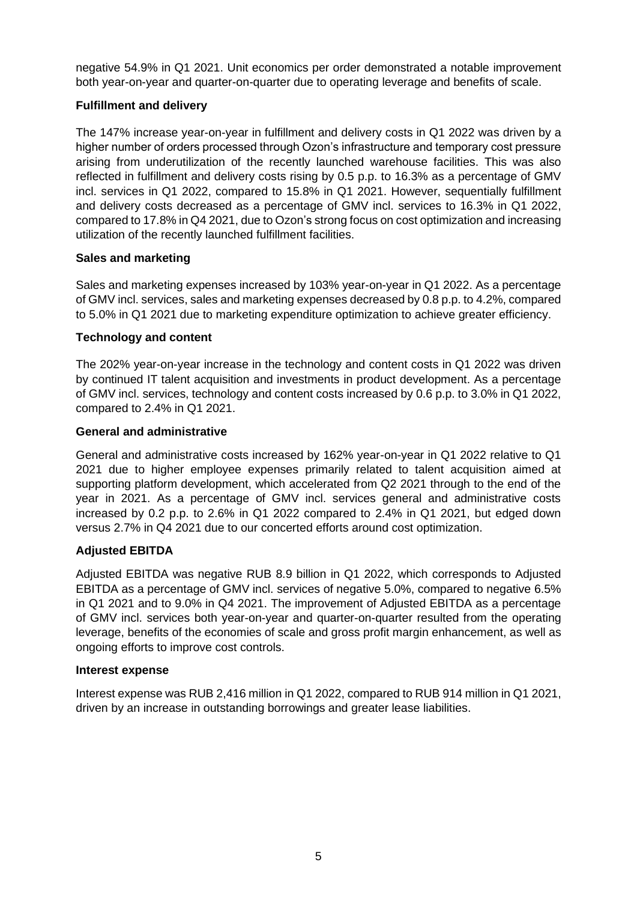negative 54.9% in Q1 2021. Unit economics per order demonstrated a notable improvement both year-on-year and quarter-on-quarter due to operating leverage and benefits of scale.

**Fulfillment and delivery**

The 147% increase year-on-year in fulfillment and delivery costs in Q1 2022 was driven by a higher number of orders processed through Ozon's infrastructure and temporary cost pressure arising from underutilization of the recently launched warehouse facilities. This was also reflected in fulfillment and delivery costs rising by 0.5 p.p. to 16.3% as a percentage of GMV incl. services in Q1 2022, compared to 15.8% in Q1 2021. However, sequentially fulfillment and delivery costs decreased as a percentage of GMV incl. services to 16.3% in Q1 2022, compared to 17.8% in Q4 2021, due to Ozon's strong focus on cost optimization and increasing utilization of the recently launched fulfillment facilities.

**Sales and marketing**

Sales and marketing expenses increased by 103% year-on-year in Q1 2022. As a percentage of GMV incl. services, sales and marketing expenses decreased by 0.8 p.p. to 4.2%, compared to 5.0% in Q1 2021 due to marketing expenditure optimization to achieve greater efficiency.

**Technology and content**

The 202% year-on-year increase in the technology and content costs in Q1 2022 was driven by continued IT talent acquisition and investments in product development. As a percentage of GMV incl. services, technology and content costs increased by 0.6 p.p. to 3.0% in Q1 2022, compared to 2.4% in Q1 2021.

**General and administrative**

General and administrative costs increased by 162% year-on-year in Q1 2022 relative to Q1 2021 due to higher employee expenses primarily related to talent acquisition aimed at supporting platform development, which accelerated from Q2 2021 through to the end of the year in 2021. As a percentage of GMV incl. services general and administrative costs increased by 0.2 p.p. to 2.6% in Q1 2022 compared to 2.4% in Q1 2021, but edged down versus 2.7% in Q4 2021 due to our concerted efforts around cost optimization.

**Adjusted EBITDA**

Adjusted EBITDA was negative RUB 8.9 billion in Q1 2022, which corresponds to Adjusted EBITDA as a percentage of GMV incl. services of negative 5.0%, compared to negative 6.5% in Q1 2021 and to 9.0% in Q4 2021. The improvement of Adjusted EBITDA as a percentage of GMV incl. services both year-on-year and quarter-on-quarter resulted from the operating leverage, benefits of the economies of scale and gross profit margin enhancement, as well as ongoing efforts to improve cost controls.

**Interest expense**

Interest expense was RUB 2,416 million in Q1 2022, compared to RUB 914 million in Q1 2021, driven by an increase in outstanding borrowings and greater lease liabilities.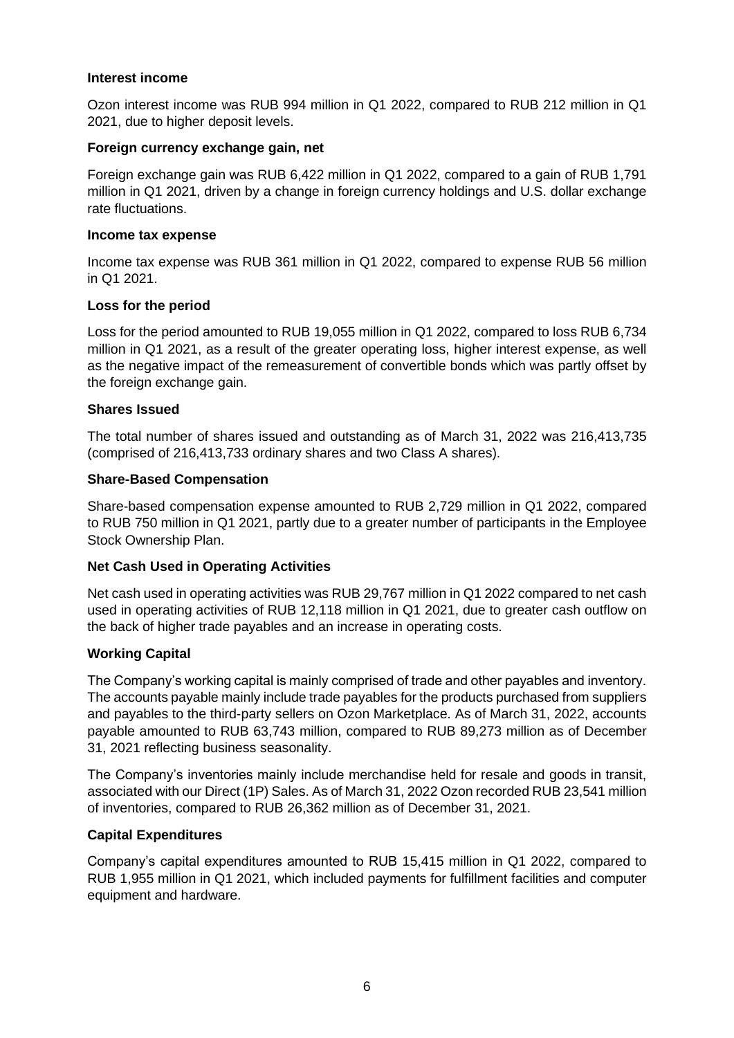**Interest income**

Ozon interest income was RUB 994 million in Q1 2022, compared to RUB 212 million in Q1 2021, due to higher deposit levels.

**Foreign currency exchange gain, net**

Foreign exchange gain was RUB 6,422 million in Q1 2022, compared to a gain of RUB 1,791 million in Q1 2021, driven by a change in foreign currency holdings and U.S. dollar exchange rate fluctuations.

**Income tax expense**

Income tax expense was RUB 361 million in Q1 2022, compared to expense RUB 56 million in Q1 2021.

**Loss for the period**

Loss for the period amounted to RUB 19,055 million in Q1 2022, compared to loss RUB 6,734 million in Q1 2021, as a result of the greater operating loss, higher interest expense, as well as the negative impact of the remeasurement of convertible bonds which was partly offset by the foreign exchange gain.

**Shares Issued**

The total number of shares issued and outstanding as of March 31, 2022 was 216,413,735 (comprised of 216,413,733 ordinary shares and two Class A shares).

**Share-Based Compensation**

Share-based compensation expense amounted to RUB 2,729 million in Q1 2022, compared to RUB 750 million in Q1 2021, partly due to a greater number of participants in the Employee Stock Ownership Plan.

**Net Cash Used in Operating Activities**

Net cash used in operating activities was RUB 29,767 million in Q1 2022 compared to net cash used in operating activities of RUB 12,118 million in Q1 2021, due to greater cash outflow on the back of higher trade payables and an increase in operating costs.

**Working Capital**

The Company's working capital is mainly comprised of trade and other payables and inventory. The accounts payable mainly include trade payables for the products purchased from suppliers and payables to the third-party sellers on Ozon Marketplace. As of March 31, 2022, accounts payable amounted to RUB 63,743 million, compared to RUB 89,273 million as of December 31, 2021 reflecting business seasonality.

The Company's inventories mainly include merchandise held for resale and goods in transit, associated with our Direct (1P) Sales. As of March 31, 2022 Ozon recorded RUB 23,541 million of inventories, compared to RUB 26,362 million as of December 31, 2021.

**Capital Expenditures**

Company's capital expenditures amounted to RUB 15,415 million in Q1 2022, compared to RUB 1,955 million in Q1 2021, which included payments for fulfillment facilities and computer equipment and hardware.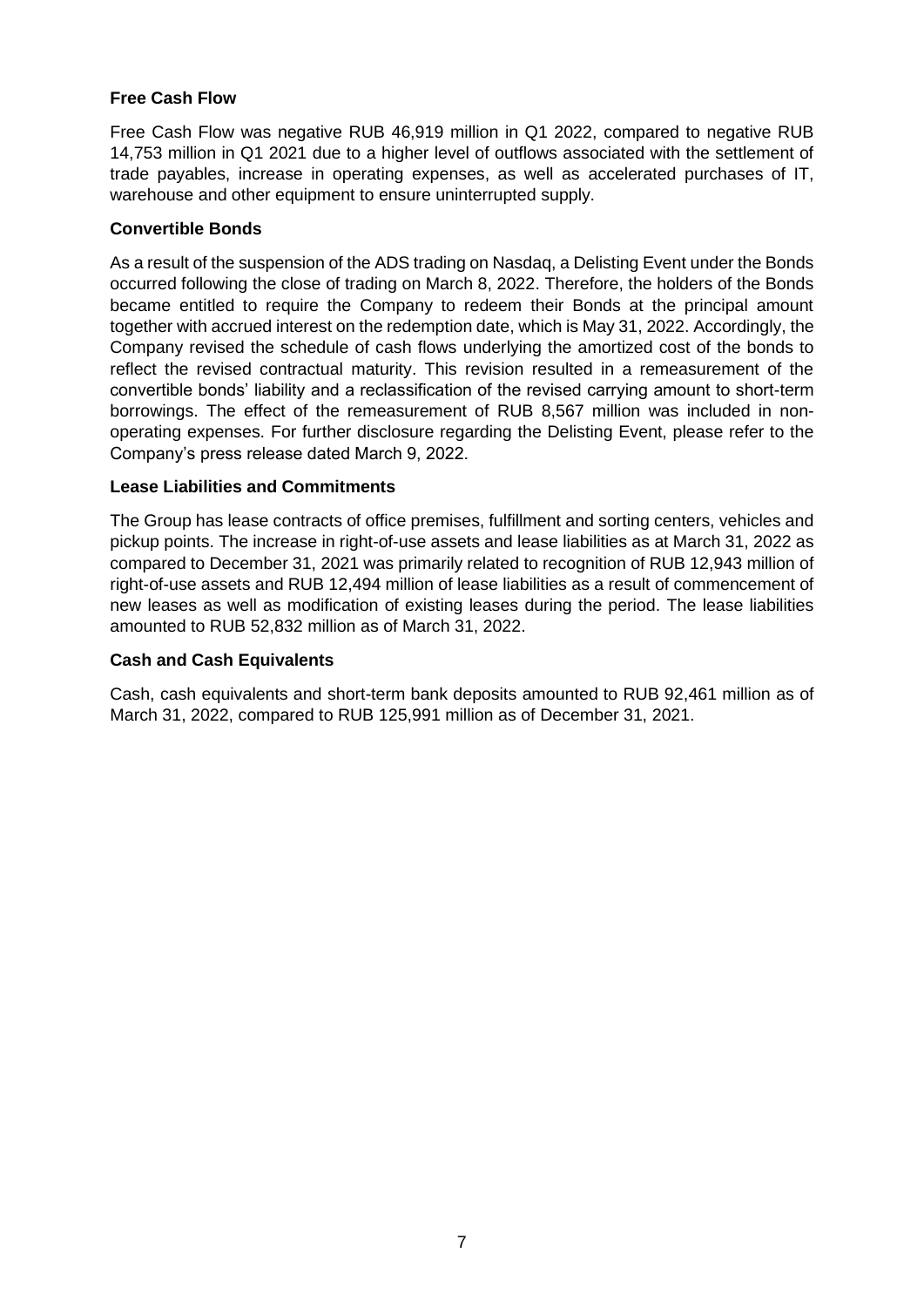**Free Cash Flow**

Free Cash Flow was negative RUB 46,919 million in Q1 2022, compared to negative RUB 14,753 million in Q1 2021 due to a higher level of outflows associated with the settlement of trade payables, increase in operating expenses, as well as accelerated purchases of IT, warehouse and other equipment to ensure uninterrupted supply.

**Convertible Bonds**

As a result of the suspension of the ADS trading on Nasdaq, a Delisting Event under the Bonds occurred following the close of trading on March 8, 2022. Therefore, the holders of the Bonds became entitled to require the Company to redeem their Bonds at the principal amount together with accrued interest on the redemption date, which is May 31, 2022. Accordingly, the Company revised the schedule of cash flows underlying the amortized cost of the bonds to reflect the revised contractual maturity. This revision resulted in a remeasurement of the convertible bonds' liability and a reclassification of the revised carrying amount to short-term borrowings. The effect of the remeasurement of RUB 8,567 million was included in non-operating expenses. For further disclosure regarding the Delisting Event, please refer to the Company's press release dated March 9, 2022.

**Lease Liabilities and Commitments**

The Group has lease contracts of office premises, fulfillment and sorting centers, vehicles and pickup points. The increase in right-of-use assets and lease liabilities as at March 31, 2022 as compared to December 31, 2021 was primarily related to recognition of RUB 12,943 million of right-of-use assets and RUB 12,494 million of lease liabilities as a result of commencement of new leases as well as modification of existing leases during the period. The lease liabilities amounted to RUB 52,832 million as of March 31, 2022.

**Cash and Cash Equivalents**

Cash, cash equivalents and short-term bank deposits amounted to RUB 92,461 million as of March 31, 2022, compared to RUB 125,991 million as of December 31, 2021.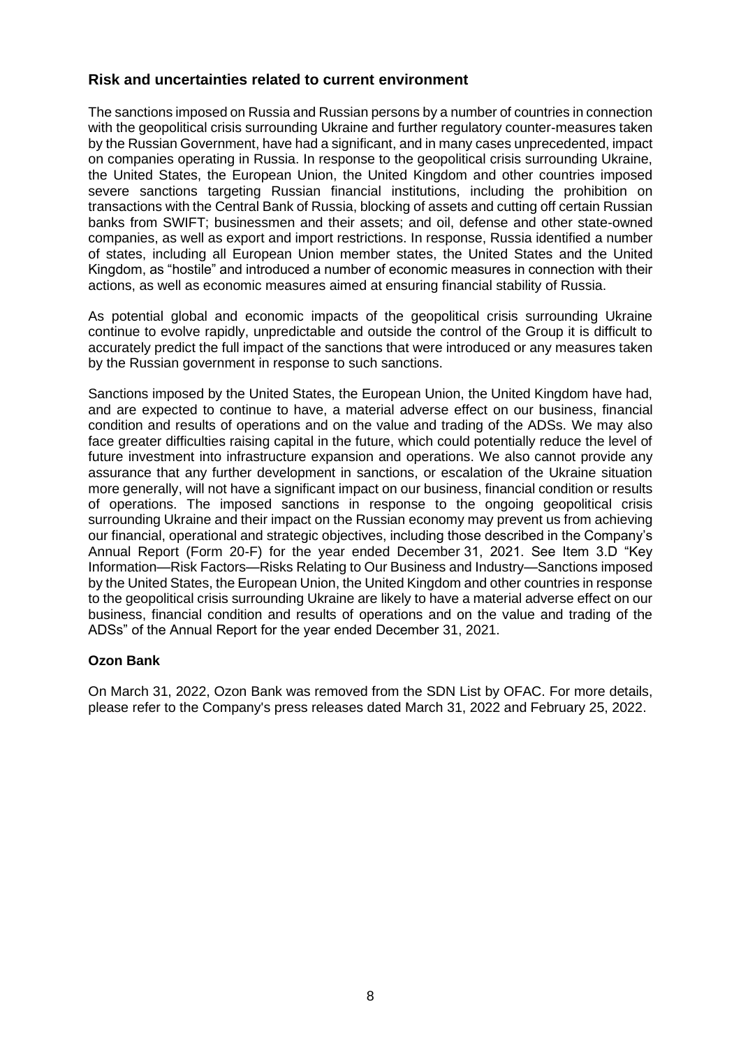## Risk and uncertainties related to current environment

The sanctions imposed on Russia and Russian persons by a number of countries in connection with the geopolitical crisis surrounding Ukraine and further regulatory counter-measures taken by the Russian Government, have had a significant, and in many cases unprecedented, impact on companies operating in Russia. In response to the geopolitical crisis surrounding Ukraine, the United States, the European Union, the United Kingdom and other countries imposed severe sanctions targeting Russian financial institutions, including the prohibition on transactions with the Central Bank of Russia, blocking of assets and cutting off certain Russian banks from SWIFT; businessmen and their assets; and oil, defense and other state-owned companies, as well as export and import restrictions. In response, Russia identified a number of states, including all European Union member states, the United States and the United Kingdom, as "hostile" and introduced a number of economic measures in connection with their actions, as well as economic measures aimed at ensuring financial stability of Russia.

As potential global and economic impacts of the geopolitical crisis surrounding Ukraine continue to evolve rapidly, unpredictable and outside the control of the Group it is difficult to accurately predict the full impact of the sanctions that were introduced or any measures taken by the Russian government in response to such sanctions.

Sanctions imposed by the United States, the European Union, the United Kingdom have had, and are expected to continue to have, a material adverse effect on our business, financial condition and results of operations and on the value and trading of the ADSs. We may also face greater difficulties raising capital in the future, which could potentially reduce the level of future investment into infrastructure expansion and operations. We also cannot provide any assurance that any further development in sanctions, or escalation of the Ukraine situation more generally, will not have a significant impact on our business, financial condition or results of operations. The imposed sanctions in response to the ongoing geopolitical crisis surrounding Ukraine and their impact on the Russian economy may prevent us from achieving our financial, operational and strategic objectives, including those described in the Company's Annual Report (Form 20-F) for the year ended December 31, 2021. See Item 3.D "Key Information—Risk Factors—Risks Relating to Our Business and Industry—Sanctions imposed by the United States, the European Union, the United Kingdom and other countries in response to the geopolitical crisis surrounding Ukraine are likely to have a material adverse effect on our business, financial condition and results of operations and on the value and trading of the ADSs" of the Annual Report for the year ended December 31, 2021.

### Ozon Bank

On March 31, 2022, Ozon Bank was removed from the SDN List by OFAC. For more details, please refer to the Company's press releases dated March 31, 2022 and February 25, 2022.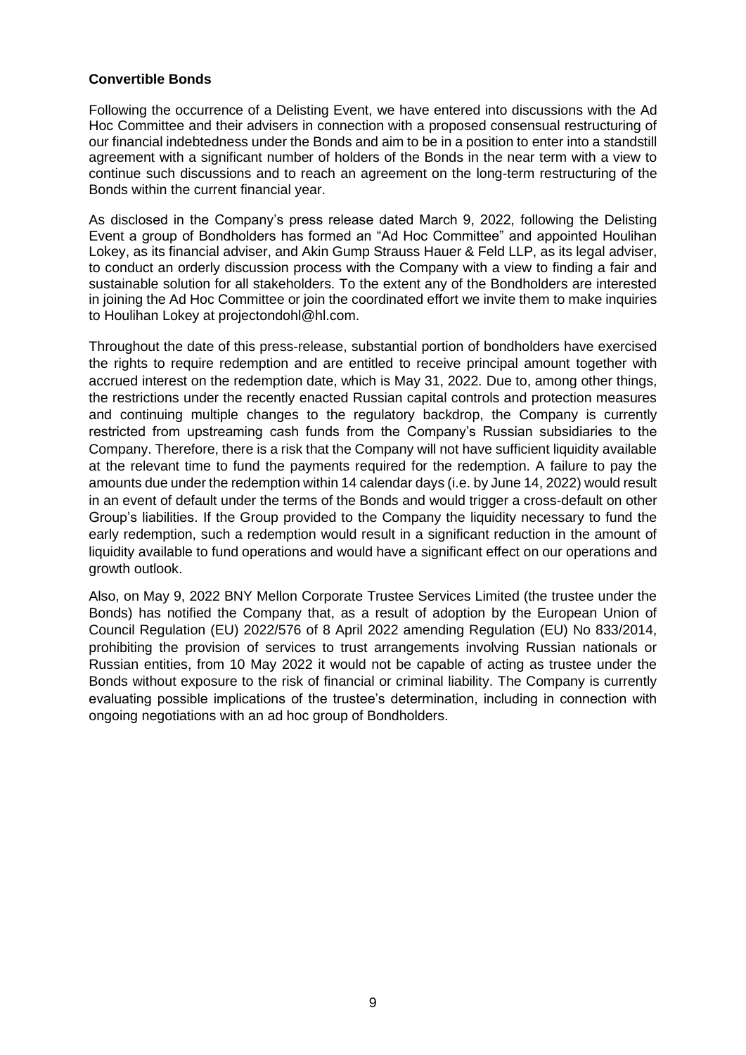**Convertible Bonds**

Following the occurrence of a Delisting Event, we have entered into discussions with the Ad Hoc Committee and their advisers in connection with a proposed consensual restructuring of our financial indebtedness under the Bonds and aim to be in a position to enter into a standstill agreement with a significant number of holders of the Bonds in the near term with a view to continue such discussions and to reach an agreement on the long-term restructuring of the Bonds within the current financial year.

As disclosed in the Company's press release dated March 9, 2022, following the Delisting Event a group of Bondholders has formed an "Ad Hoc Committee" and appointed Houlihan Lokey, as its financial adviser, and Akin Gump Strauss Hauer & Feld LLP, as its legal adviser, to conduct an orderly discussion process with the Company with a view to finding a fair and sustainable solution for all stakeholders. To the extent any of the Bondholders are interested in joining the Ad Hoc Committee or join the coordinated effort we invite them to make inquiries to Houlihan Lokey at projectondohl@hl.com.

Throughout the date of this press-release, substantial portion of bondholders have exercised the rights to require redemption and are entitled to receive principal amount together with accrued interest on the redemption date, which is May 31, 2022. Due to, among other things, the restrictions under the recently enacted Russian capital controls and protection measures and continuing multiple changes to the regulatory backdrop, the Company is currently restricted from upstreaming cash funds from the Company's Russian subsidiaries to the Company. Therefore, there is a risk that the Company will not have sufficient liquidity available at the relevant time to fund the payments required for the redemption. A failure to pay the amounts due under the redemption within 14 calendar days (i.e. by June 14, 2022) would result in an event of default under the terms of the Bonds and would trigger a cross-default on other Group's liabilities. If the Group provided to the Company the liquidity necessary to fund the early redemption, such a redemption would result in a significant reduction in the amount of liquidity available to fund operations and would have a significant effect on our operations and growth outlook.

Also, on May 9, 2022 BNY Mellon Corporate Trustee Services Limited (the trustee under the Bonds) has notified the Company that, as a result of adoption by the European Union of Council Regulation (EU) 2022/576 of 8 April 2022 amending Regulation (EU) No 833/2014, prohibiting the provision of services to trust arrangements involving Russian nationals or Russian entities, from 10 May 2022 it would not be capable of acting as trustee under the Bonds without exposure to the risk of financial or criminal liability. The Company is currently evaluating possible implications of the trustee's determination, including in connection with ongoing negotiations with an ad hoc group of Bondholders.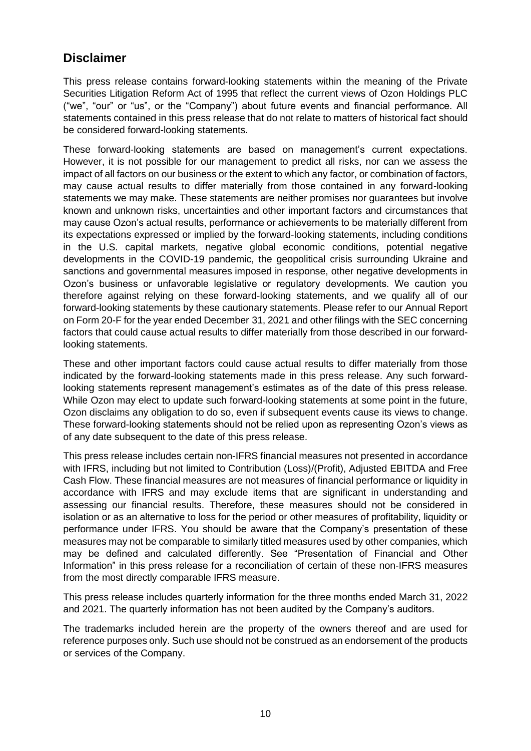## Disclaimer

This press release contains forward-looking statements within the meaning of the Private Securities Litigation Reform Act of 1995 that reflect the current views of Ozon Holdings PLC ("we", "our" or "us", or the "Company") about future events and financial performance. All statements contained in this press release that do not relate to matters of historical fact should be considered forward-looking statements.

These forward-looking statements are based on management's current expectations. However, it is not possible for our management to predict all risks, nor can we assess the impact of all factors on our business or the extent to which any factor, or combination of factors, may cause actual results to differ materially from those contained in any forward-looking statements we may make. These statements are neither promises nor guarantees but involve known and unknown risks, uncertainties and other important factors and circumstances that may cause Ozon's actual results, performance or achievements to be materially different from its expectations expressed or implied by the forward-looking statements, including conditions in the U.S. capital markets, negative global economic conditions, potential negative developments in the COVID-19 pandemic, the geopolitical crisis surrounding Ukraine and sanctions and governmental measures imposed in response, other negative developments in Ozon's business or unfavorable legislative or regulatory developments. We caution you therefore against relying on these forward-looking statements, and we qualify all of our forward-looking statements by these cautionary statements. Please refer to our Annual Report on Form 20-F for the year ended December 31, 2021 and other filings with the SEC concerning factors that could cause actual results to differ materially from those described in our forward-looking statements.

These and other important factors could cause actual results to differ materially from those indicated by the forward-looking statements made in this press release. Any such forward-looking statements represent management's estimates as of the date of this press release. While Ozon may elect to update such forward-looking statements at some point in the future, Ozon disclaims any obligation to do so, even if subsequent events cause its views to change. These forward-looking statements should not be relied upon as representing Ozon's views as of any date subsequent to the date of this press release.

This press release includes certain non-IFRS financial measures not presented in accordance with IFRS, including but not limited to Contribution (Loss)/(Profit), Adjusted EBITDA and Free Cash Flow. These financial measures are not measures of financial performance or liquidity in accordance with IFRS and may exclude items that are significant in understanding and assessing our financial results. Therefore, these measures should not be considered in isolation or as an alternative to loss for the period or other measures of profitability, liquidity or performance under IFRS. You should be aware that the Company's presentation of these measures may not be comparable to similarly titled measures used by other companies, which may be defined and calculated differently. See "Presentation of Financial and Other Information" in this press release for a reconciliation of certain of these non-IFRS measures from the most directly comparable IFRS measure.

This press release includes quarterly information for the three months ended March 31, 2022 and 2021. The quarterly information has not been audited by the Company's auditors.

The trademarks included herein are the property of the owners thereof and are used for reference purposes only. Such use should not be construed as an endorsement of the products or services of the Company.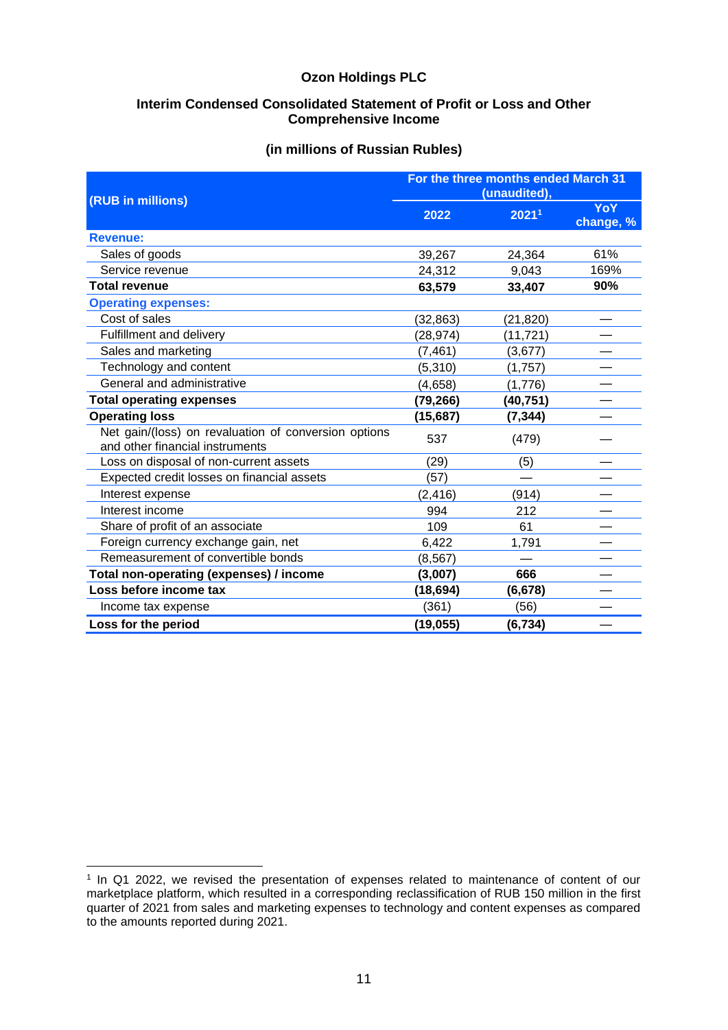**Ozon Holdings PLC**

**Interim Condensed Consolidated Statement of Profit or Loss and Other Comprehensive Income**

**(in millions of Russian Rubles)**

| (RUB in millions) | For the three months ended March 31 (unaudited), | | |
|---|---|---|---|
| | 2022 | 2021[1] | YoY change, % |
| **Revenue:** | | | |
| Sales of goods | 39,267 | 24,364 | 61% |
| Service revenue | 24,312 | 9,043 | 169% |
| **Total revenue** | **63,579** | **33,407** | **90%** |
| **Operating expenses:** | | | |
| Cost of sales | (32,863) | (21,820) | — |
| Fulfillment and delivery | (28,974) | (11,721) | — |
| Sales and marketing | (7,461) | (3,677) | — |
| Technology and content | (5,310) | (1,757) | — |
| General and administrative | (4,658) | (1,776) | — |
| **Total operating expenses** | **(79,266)** | **(40,751)** | — |
| **Operating loss** | **(15,687)** | **(7,344)** | — |
| Net gain/(loss) on revaluation of conversion options and other financial instruments | 537 | (479) | — |
| Loss on disposal of non-current assets | (29) | (5) | — |
| Expected credit losses on financial assets | (57) | — | — |
| Interest expense | (2,416) | (914) | — |
| Interest income | 994 | 212 | — |
| Share of profit of an associate | 109 | 61 | — |
| Foreign currency exchange gain, net | 6,422 | 1,791 | — |
| Remeasurement of convertible bonds | (8,567) | — | — |
| **Total non-operating (expenses) / income** | **(3,007)** | **666** | — |
| **Loss before income tax** | **(18,694)** | **(6,678)** | — |
| Income tax expense | (361) | (56) | — |
| **Loss for the period** | **(19,055)** | **(6,734)** | — |

[1] In Q1 2022, we revised the presentation of expenses related to maintenance of content of our marketplace platform, which resulted in a corresponding reclassification of RUB 150 million in the first quarter of 2021 from sales and marketing expenses to technology and content expenses as compared to the amounts reported during 2021.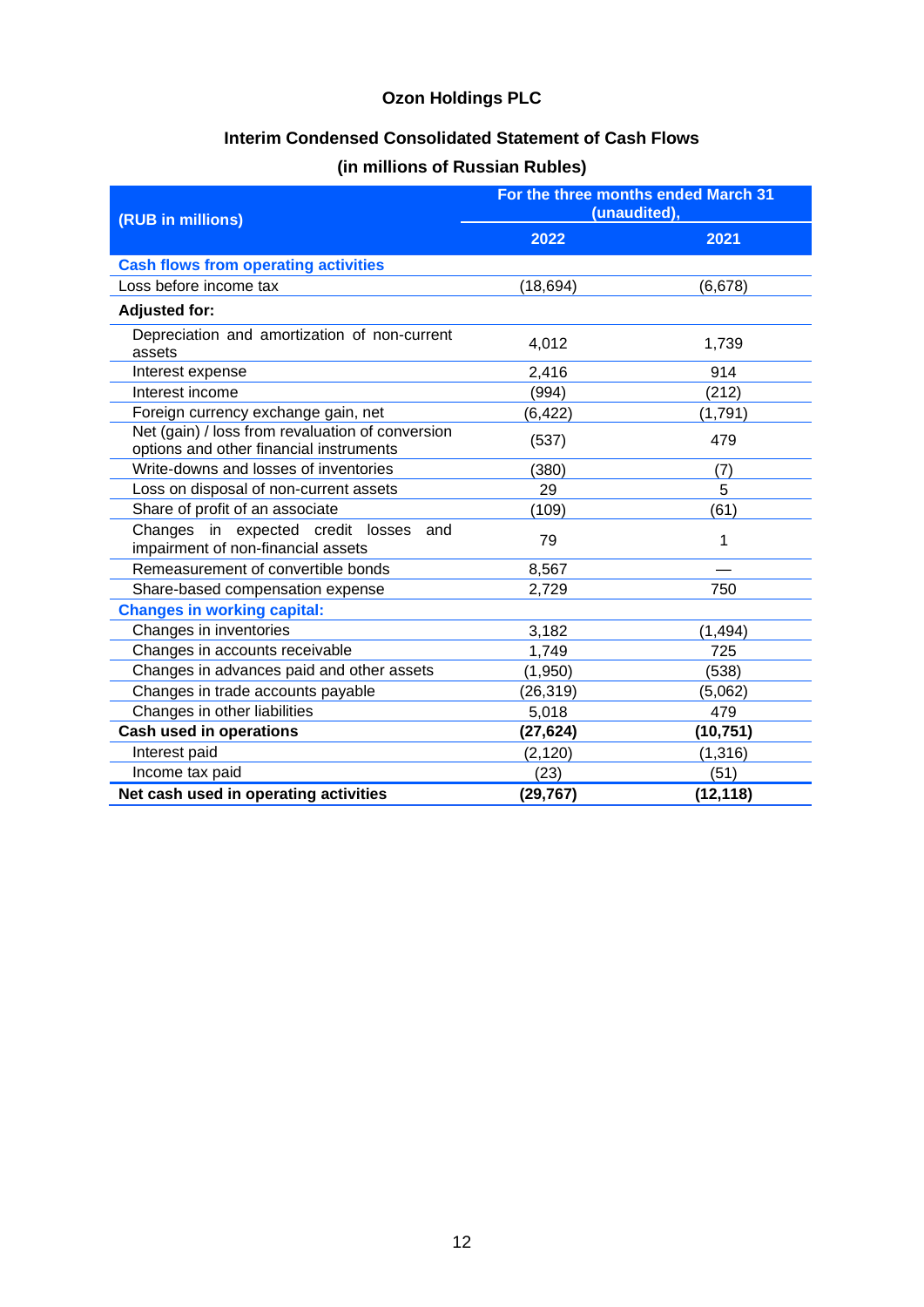# Ozon Holdings PLC

## Interim Condensed Consolidated Statement of Cash Flows

### (in millions of Russian Rubles)

| (RUB in millions) | For the three months ended March 31 (unaudited), | |
|---|---|---|
| | 2022 | 2021 |
| **Cash flows from operating activities** | | |
| Loss before income tax | (18,694) | (6,678) |
| **Adjusted for:** | | |
| Depreciation and amortization of non-current assets | 4,012 | 1,739 |
| Interest expense | 2,416 | 914 |
| Interest income | (994) | (212) |
| Foreign currency exchange gain, net | (6,422) | (1,791) |
| Net (gain) / loss from revaluation of conversion options and other financial instruments | (537) | 479 |
| Write-downs and losses of inventories | (380) | (7) |
| Loss on disposal of non-current assets | 29 | 5 |
| Share of profit of an associate | (109) | (61) |
| Changes in expected credit losses and impairment of non-financial assets | 79 | 1 |
| Remeasurement of convertible bonds | 8,567 | — |
| Share-based compensation expense | 2,729 | 750 |
| **Changes in working capital:** | | |
| Changes in inventories | 3,182 | (1,494) |
| Changes in accounts receivable | 1,749 | 725 |
| Changes in advances paid and other assets | (1,950) | (538) |
| Changes in trade accounts payable | (26,319) | (5,062) |
| Changes in other liabilities | 5,018 | 479 |
| **Cash used in operations** | **(27,624)** | **(10,751)** |
| Interest paid | (2,120) | (1,316) |
| Income tax paid | (23) | (51) |
| **Net cash used in operating activities** | **(29,767)** | **(12,118)** |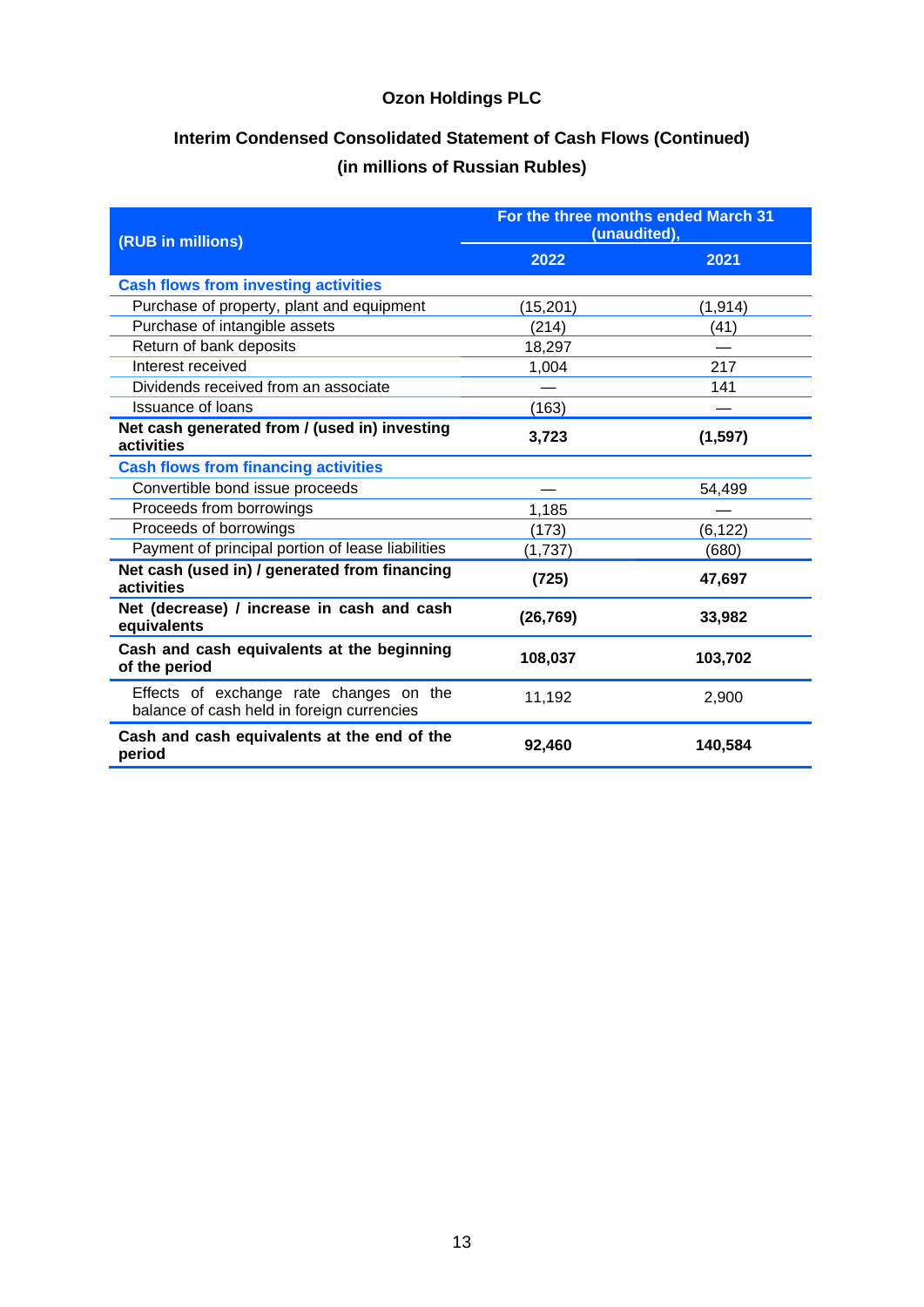# Ozon Holdings PLC

## Interim Condensed Consolidated Statement of Cash Flows (Continued)
## (in millions of Russian Rubles)

| (RUB in millions) | For the three months ended March 31 (unaudited), | |
|---|---|---|
| | 2022 | 2021 |
| **Cash flows from investing activities** | | |
| Purchase of property, plant and equipment | (15,201) | (1,914) |
| Purchase of intangible assets | (214) | (41) |
| Return of bank deposits | 18,297 | — |
| Interest received | 1,004 | 217 |
| Dividends received from an associate | — | 141 |
| Issuance of loans | (163) | — |
| **Net cash generated from / (used in) investing activities** | **3,723** | **(1,597)** |
| **Cash flows from financing activities** | | |
| Convertible bond issue proceeds | — | 54,499 |
| Proceeds from borrowings | 1,185 | — |
| Proceeds of borrowings | (173) | (6,122) |
| Payment of principal portion of lease liabilities | (1,737) | (680) |
| **Net cash (used in) / generated from financing activities** | **(725)** | **47,697** |
| **Net (decrease) / increase in cash and cash equivalents** | **(26,769)** | **33,982** |
| **Cash and cash equivalents at the beginning of the period** | **108,037** | **103,702** |
| Effects of exchange rate changes on the balance of cash held in foreign currencies | 11,192 | 2,900 |
| **Cash and cash equivalents at the end of the period** | **92,460** | **140,584** |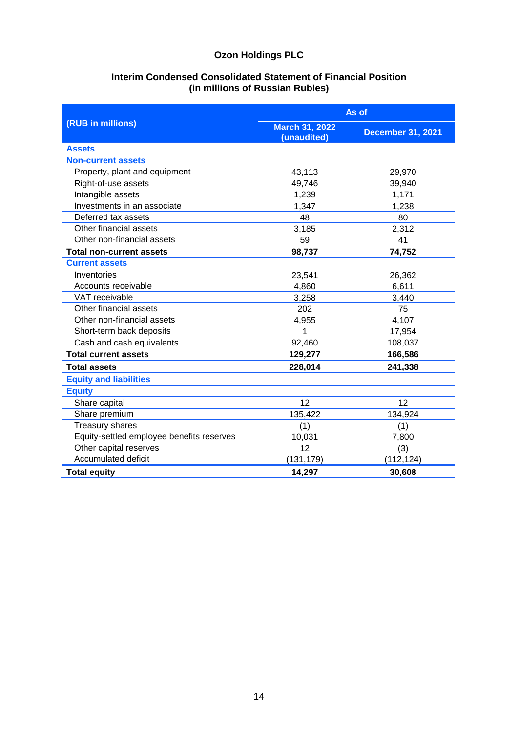# Ozon Holdings PLC

## Interim Condensed Consolidated Statement of Financial Position
## (in millions of Russian Rubles)

| (RUB in millions) | As of | |
|---|---|---|
| | March 31, 2022 (unaudited) | December 31, 2021 |
| **Assets** | | |
| **Non-current assets** | | |
| Property, plant and equipment | 43,113 | 29,970 |
| Right-of-use assets | 49,746 | 39,940 |
| Intangible assets | 1,239 | 1,171 |
| Investments in an associate | 1,347 | 1,238 |
| Deferred tax assets | 48 | 80 |
| Other financial assets | 3,185 | 2,312 |
| Other non-financial assets | 59 | 41 |
| **Total non-current assets** | **98,737** | **74,752** |
| **Current assets** | | |
| Inventories | 23,541 | 26,362 |
| Accounts receivable | 4,860 | 6,611 |
| VAT receivable | 3,258 | 3,440 |
| Other financial assets | 202 | 75 |
| Other non-financial assets | 4,955 | 4,107 |
| Short-term back deposits | 1 | 17,954 |
| Cash and cash equivalents | 92,460 | 108,037 |
| **Total current assets** | **129,277** | **166,586** |
| **Total assets** | **228,014** | **241,338** |
| **Equity and liabilities** | | |
| **Equity** | | |
| Share capital | 12 | 12 |
| Share premium | 135,422 | 134,924 |
| Treasury shares | (1) | (1) |
| Equity-settled employee benefits reserves | 10,031 | 7,800 |
| Other capital reserves | 12 | (3) |
| Accumulated deficit | (131,179) | (112,124) |
| **Total equity** | **14,297** | **30,608** |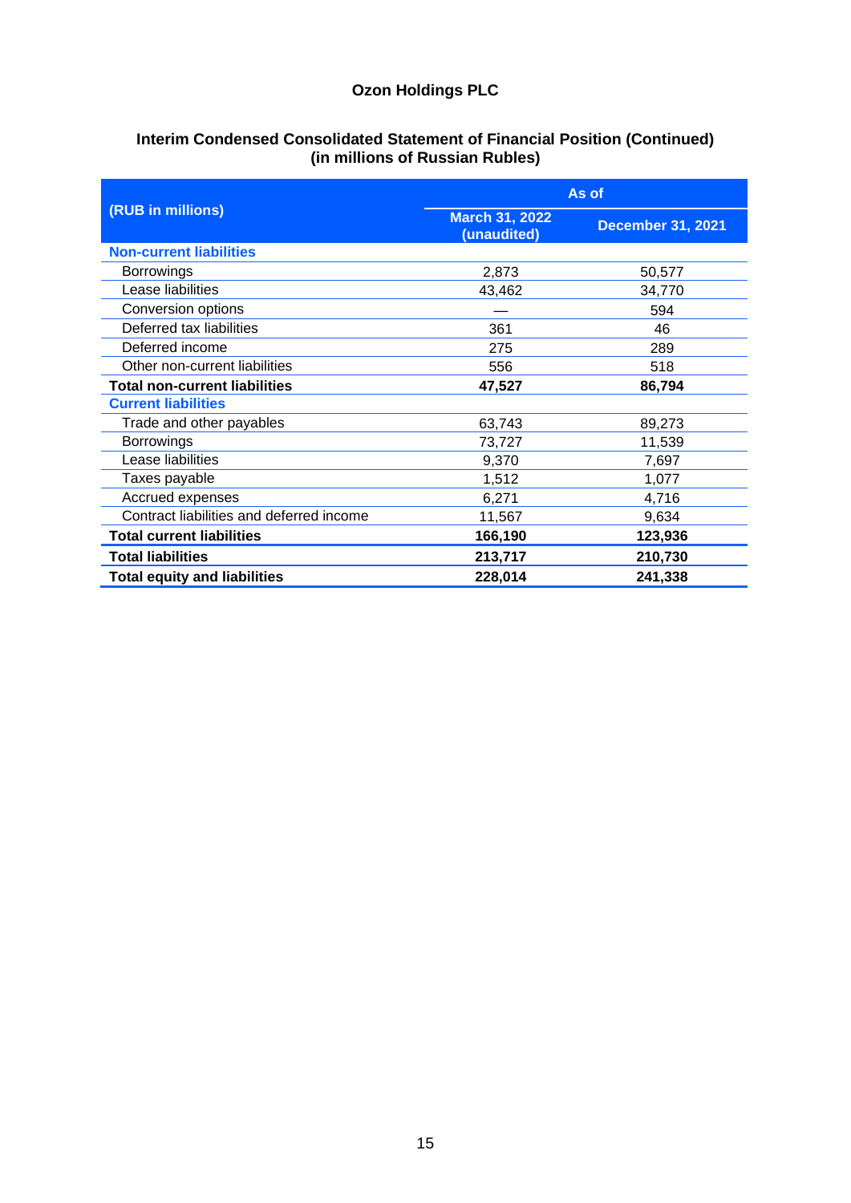# Ozon Holdings PLC

## Interim Condensed Consolidated Statement of Financial Position (Continued) (in millions of Russian Rubles)

| (RUB in millions) | As of | |
|---|---|---|
| | March 31, 2022 (unaudited) | December 31, 2021 |
| **Non-current liabilities** | | |
| Borrowings | 2,873 | 50,577 |
| Lease liabilities | 43,462 | 34,770 |
| Conversion options | — | 594 |
| Deferred tax liabilities | 361 | 46 |
| Deferred income | 275 | 289 |
| Other non-current liabilities | 556 | 518 |
| **Total non-current liabilities** | **47,527** | **86,794** |
| **Current liabilities** | | |
| Trade and other payables | 63,743 | 89,273 |
| Borrowings | 73,727 | 11,539 |
| Lease liabilities | 9,370 | 7,697 |
| Taxes payable | 1,512 | 1,077 |
| Accrued expenses | 6,271 | 4,716 |
| Contract liabilities and deferred income | 11,567 | 9,634 |
| **Total current liabilities** | **166,190** | **123,936** |
| **Total liabilities** | **213,717** | **210,730** |
| **Total equity and liabilities** | **228,014** | **241,338** |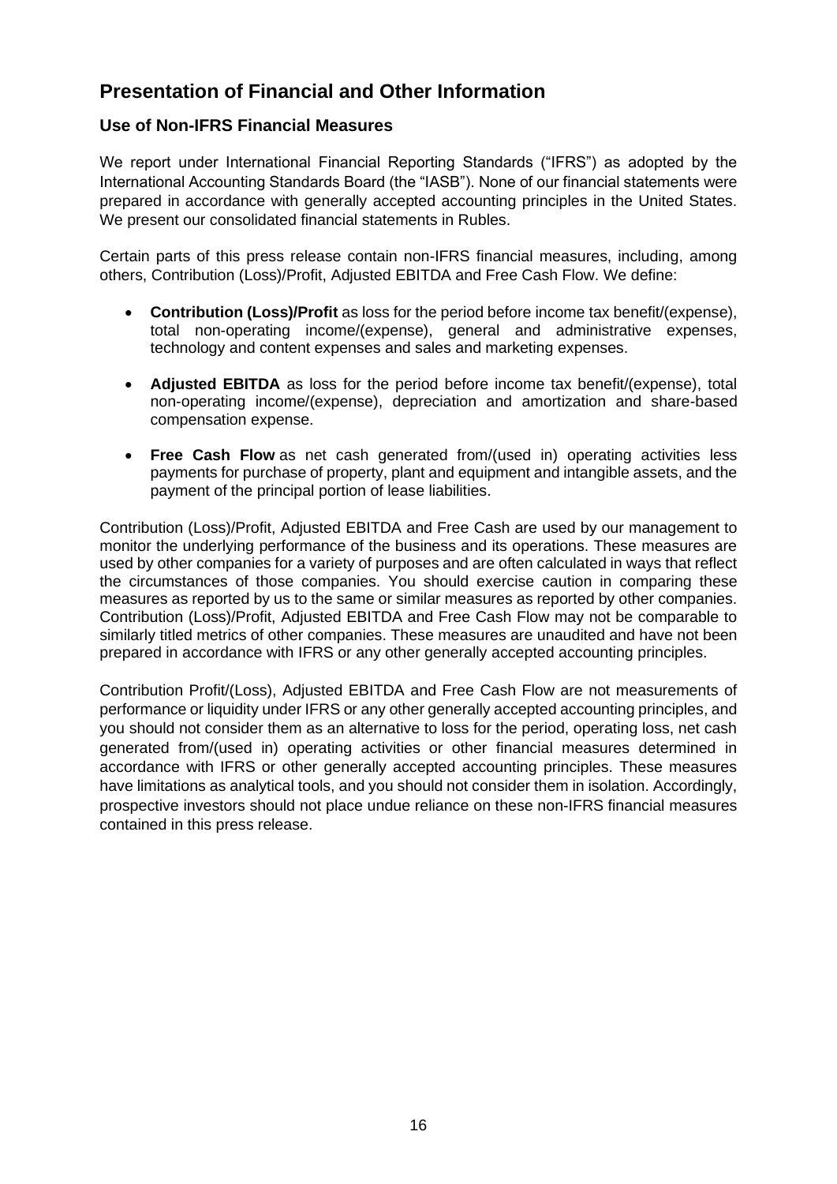# Presentation of Financial and Other Information

## Use of Non-IFRS Financial Measures

We report under International Financial Reporting Standards ("IFRS") as adopted by the International Accounting Standards Board (the "IASB"). None of our financial statements were prepared in accordance with generally accepted accounting principles in the United States. We present our consolidated financial statements in Rubles.

Certain parts of this press release contain non-IFRS financial measures, including, among others, Contribution (Loss)/Profit, Adjusted EBITDA and Free Cash Flow. We define:

- **Contribution (Loss)/Profit** as loss for the period before income tax benefit/(expense), total non-operating income/(expense), general and administrative expenses, technology and content expenses and sales and marketing expenses.
- **Adjusted EBITDA** as loss for the period before income tax benefit/(expense), total non-operating income/(expense), depreciation and amortization and share-based compensation expense.
- **Free Cash Flow** as net cash generated from/(used in) operating activities less payments for purchase of property, plant and equipment and intangible assets, and the payment of the principal portion of lease liabilities.

Contribution (Loss)/Profit, Adjusted EBITDA and Free Cash are used by our management to monitor the underlying performance of the business and its operations. These measures are used by other companies for a variety of purposes and are often calculated in ways that reflect the circumstances of those companies. You should exercise caution in comparing these measures as reported by us to the same or similar measures as reported by other companies. Contribution (Loss)/Profit, Adjusted EBITDA and Free Cash Flow may not be comparable to similarly titled metrics of other companies. These measures are unaudited and have not been prepared in accordance with IFRS or any other generally accepted accounting principles.

Contribution Profit/(Loss), Adjusted EBITDA and Free Cash Flow are not measurements of performance or liquidity under IFRS or any other generally accepted accounting principles, and you should not consider them as an alternative to loss for the period, operating loss, net cash generated from/(used in) operating activities or other financial measures determined in accordance with IFRS or other generally accepted accounting principles. These measures have limitations as analytical tools, and you should not consider them in isolation. Accordingly, prospective investors should not place undue reliance on these non-IFRS financial measures contained in this press release.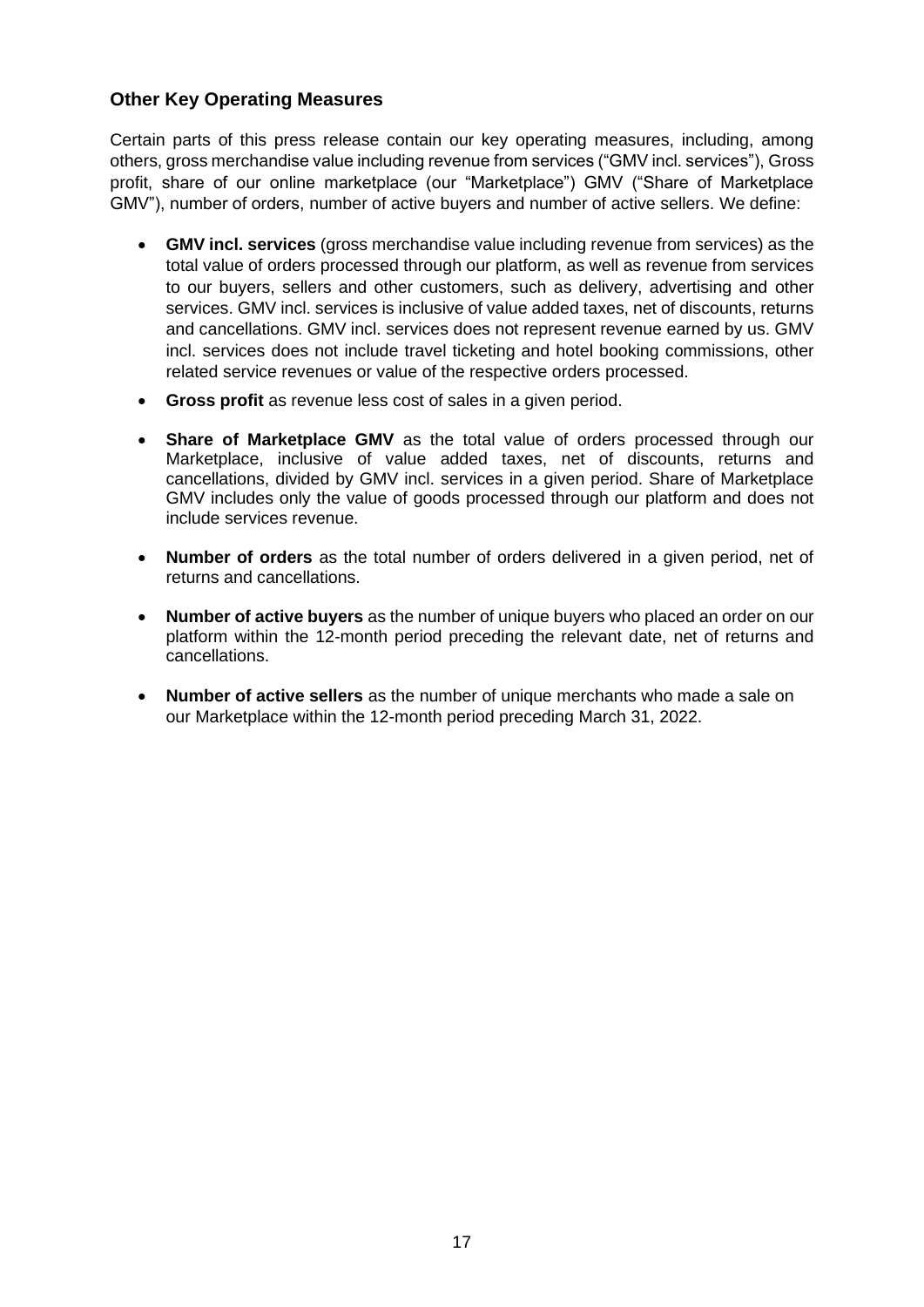## Other Key Operating Measures

Certain parts of this press release contain our key operating measures, including, among others, gross merchandise value including revenue from services ("GMV incl. services"), Gross profit, share of our online marketplace (our "Marketplace") GMV ("Share of Marketplace GMV"), number of orders, number of active buyers and number of active sellers. We define:

- **GMV incl. services** (gross merchandise value including revenue from services) as the total value of orders processed through our platform, as well as revenue from services to our buyers, sellers and other customers, such as delivery, advertising and other services. GMV incl. services is inclusive of value added taxes, net of discounts, returns and cancellations. GMV incl. services does not represent revenue earned by us. GMV incl. services does not include travel ticketing and hotel booking commissions, other related service revenues or value of the respective orders processed.
- **Gross profit** as revenue less cost of sales in a given period.
- **Share of Marketplace GMV** as the total value of orders processed through our Marketplace, inclusive of value added taxes, net of discounts, returns and cancellations, divided by GMV incl. services in a given period. Share of Marketplace GMV includes only the value of goods processed through our platform and does not include services revenue.
- **Number of orders** as the total number of orders delivered in a given period, net of returns and cancellations.
- **Number of active buyers** as the number of unique buyers who placed an order on our platform within the 12-month period preceding the relevant date, net of returns and cancellations.
- **Number of active sellers** as the number of unique merchants who made a sale on our Marketplace within the 12-month period preceding March 31, 2022.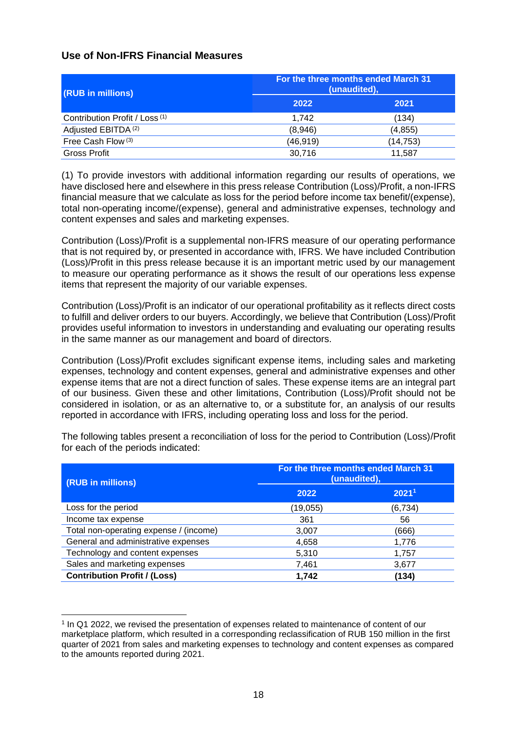## Use of Non-IFRS Financial Measures

| (RUB in millions) | For the three months ended March 31 (unaudited), | |
|---|---|---|
| | 2022 | 2021 |
| Contribution Profit / Loss [(1)] | 1,742 | (134) |
| Adjusted EBITDA [(2)] | (8,946) | (4,855) |
| Free Cash Flow [(3)] | (46,919) | (14,753) |
| Gross Profit | 30,716 | 11,587 |

(1) To provide investors with additional information regarding our results of operations, we have disclosed here and elsewhere in this press release Contribution (Loss)/Profit, a non-IFRS financial measure that we calculate as loss for the period before income tax benefit/(expense), total non-operating income/(expense), general and administrative expenses, technology and content expenses and sales and marketing expenses.

Contribution (Loss)/Profit is a supplemental non-IFRS measure of our operating performance that is not required by, or presented in accordance with, IFRS. We have included Contribution (Loss)/Profit in this press release because it is an important metric used by our management to measure our operating performance as it shows the result of our operations less expense items that represent the majority of our variable expenses.

Contribution (Loss)/Profit is an indicator of our operational profitability as it reflects direct costs to fulfill and deliver orders to our buyers. Accordingly, we believe that Contribution (Loss)/Profit provides useful information to investors in understanding and evaluating our operating results in the same manner as our management and board of directors.

Contribution (Loss)/Profit excludes significant expense items, including sales and marketing expenses, technology and content expenses, general and administrative expenses and other expense items that are not a direct function of sales. These expense items are an integral part of our business. Given these and other limitations, Contribution (Loss)/Profit should not be considered in isolation, or as an alternative to, or a substitute for, an analysis of our results reported in accordance with IFRS, including operating loss and loss for the period.

The following tables present a reconciliation of loss for the period to Contribution (Loss)/Profit for each of the periods indicated:

| (RUB in millions) | For the three months ended March 31 (unaudited), | |
|---|---|---|
| | 2022 | 2021[1] |
| Loss for the period | (19,055) | (6,734) |
| Income tax expense | 361 | 56 |
| Total non-operating expense / (income) | 3,007 | (666) |
| General and administrative expenses | 4,658 | 1,776 |
| Technology and content expenses | 5,310 | 1,757 |
| Sales and marketing expenses | 7,461 | 3,677 |
| **Contribution Profit / (Loss)** | **1,742** | **(134)** |

[1] In Q1 2022, we revised the presentation of expenses related to maintenance of content of our marketplace platform, which resulted in a corresponding reclassification of RUB 150 million in the first quarter of 2021 from sales and marketing expenses to technology and content expenses as compared to the amounts reported during 2021.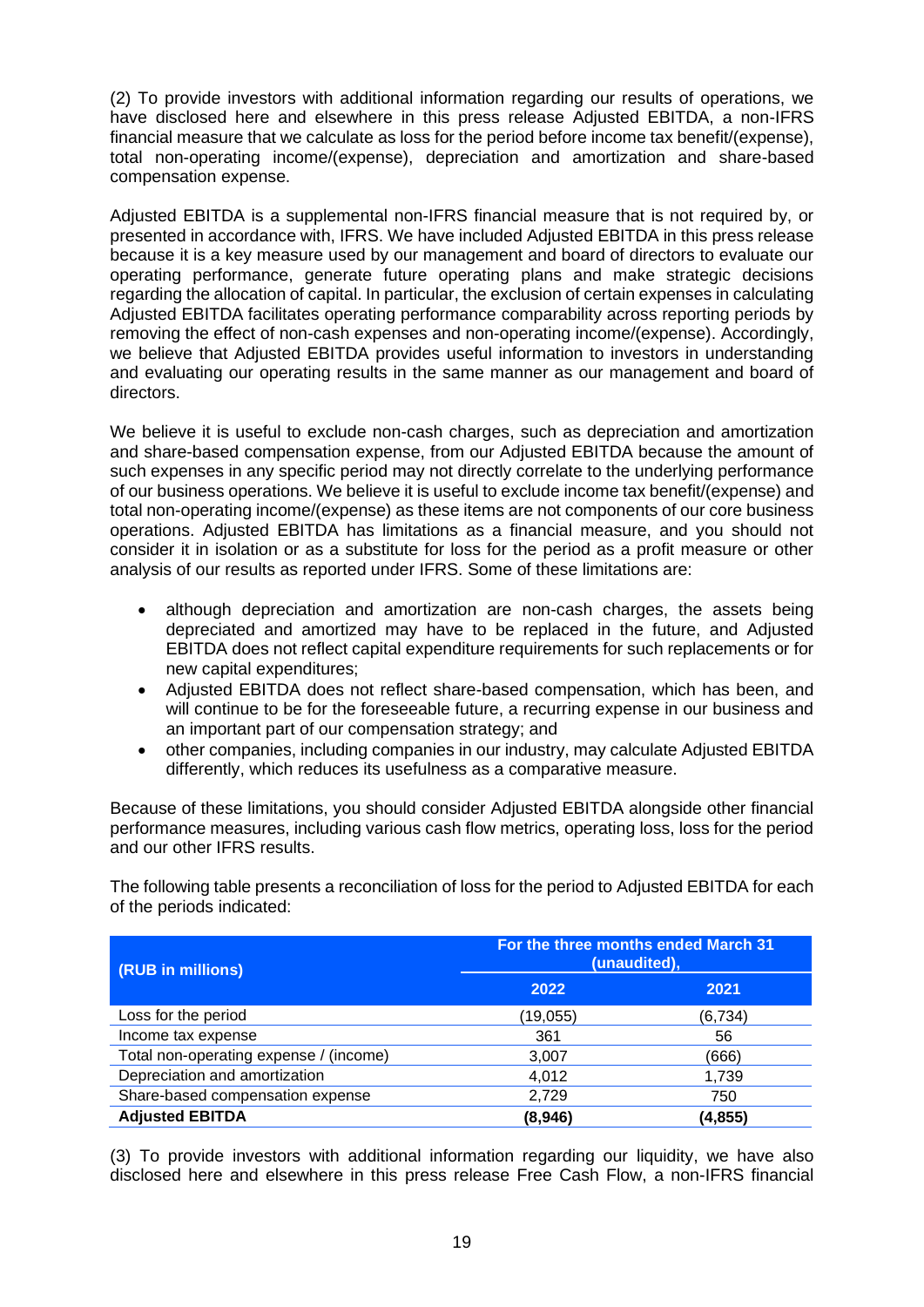(2) To provide investors with additional information regarding our results of operations, we have disclosed here and elsewhere in this press release Adjusted EBITDA, a non-IFRS financial measure that we calculate as loss for the period before income tax benefit/(expense), total non-operating income/(expense), depreciation and amortization and share-based compensation expense.

Adjusted EBITDA is a supplemental non-IFRS financial measure that is not required by, or presented in accordance with, IFRS. We have included Adjusted EBITDA in this press release because it is a key measure used by our management and board of directors to evaluate our operating performance, generate future operating plans and make strategic decisions regarding the allocation of capital. In particular, the exclusion of certain expenses in calculating Adjusted EBITDA facilitates operating performance comparability across reporting periods by removing the effect of non-cash expenses and non-operating income/(expense). Accordingly, we believe that Adjusted EBITDA provides useful information to investors in understanding and evaluating our operating results in the same manner as our management and board of directors.

We believe it is useful to exclude non-cash charges, such as depreciation and amortization and share-based compensation expense, from our Adjusted EBITDA because the amount of such expenses in any specific period may not directly correlate to the underlying performance of our business operations. We believe it is useful to exclude income tax benefit/(expense) and total non-operating income/(expense) as these items are not components of our core business operations. Adjusted EBITDA has limitations as a financial measure, and you should not consider it in isolation or as a substitute for loss for the period as a profit measure or other analysis of our results as reported under IFRS. Some of these limitations are:

- although depreciation and amortization are non-cash charges, the assets being depreciated and amortized may have to be replaced in the future, and Adjusted EBITDA does not reflect capital expenditure requirements for such replacements or for new capital expenditures;
- Adjusted EBITDA does not reflect share-based compensation, which has been, and will continue to be for the foreseeable future, a recurring expense in our business and an important part of our compensation strategy; and
- other companies, including companies in our industry, may calculate Adjusted EBITDA differently, which reduces its usefulness as a comparative measure.

Because of these limitations, you should consider Adjusted EBITDA alongside other financial performance measures, including various cash flow metrics, operating loss, loss for the period and our other IFRS results.

The following table presents a reconciliation of loss for the period to Adjusted EBITDA for each of the periods indicated:

| (RUB in millions) | For the three months ended March 31 (unaudited), | |
|---|---|---|
| | 2022 | 2021 |
| Loss for the period | (19,055) | (6,734) |
| Income tax expense | 361 | 56 |
| Total non-operating expense / (income) | 3,007 | (666) |
| Depreciation and amortization | 4,012 | 1,739 |
| Share-based compensation expense | 2,729 | 750 |
| **Adjusted EBITDA** | **(8,946)** | **(4,855)** |

(3) To provide investors with additional information regarding our liquidity, we have also disclosed here and elsewhere in this press release Free Cash Flow, a non-IFRS financial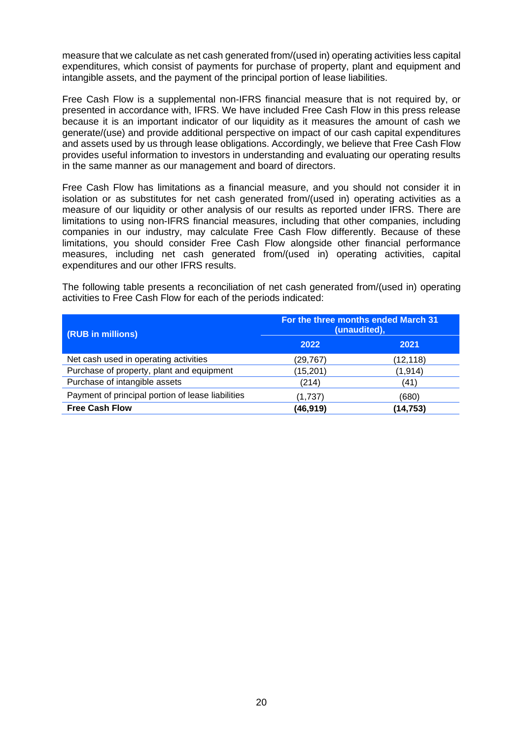measure that we calculate as net cash generated from/(used in) operating activities less capital expenditures, which consist of payments for purchase of property, plant and equipment and intangible assets, and the payment of the principal portion of lease liabilities.

Free Cash Flow is a supplemental non-IFRS financial measure that is not required by, or presented in accordance with, IFRS. We have included Free Cash Flow in this press release because it is an important indicator of our liquidity as it measures the amount of cash we generate/(use) and provide additional perspective on impact of our cash capital expenditures and assets used by us through lease obligations. Accordingly, we believe that Free Cash Flow provides useful information to investors in understanding and evaluating our operating results in the same manner as our management and board of directors.

Free Cash Flow has limitations as a financial measure, and you should not consider it in isolation or as substitutes for net cash generated from/(used in) operating activities as a measure of our liquidity or other analysis of our results as reported under IFRS. There are limitations to using non-IFRS financial measures, including that other companies, including companies in our industry, may calculate Free Cash Flow differently. Because of these limitations, you should consider Free Cash Flow alongside other financial performance measures, including net cash generated from/(used in) operating activities, capital expenditures and our other IFRS results.

The following table presents a reconciliation of net cash generated from/(used in) operating activities to Free Cash Flow for each of the periods indicated:

| (RUB in millions) | For the three months ended March 31 (unaudited), | |
|---|---|---|
| | 2022 | 2021 |
| Net cash used in operating activities | (29,767) | (12,118) |
| Purchase of property, plant and equipment | (15,201) | (1,914) |
| Purchase of intangible assets | (214) | (41) |
| Payment of principal portion of lease liabilities | (1,737) | (680) |
| **Free Cash Flow** | **(46,919)** | **(14,753)** |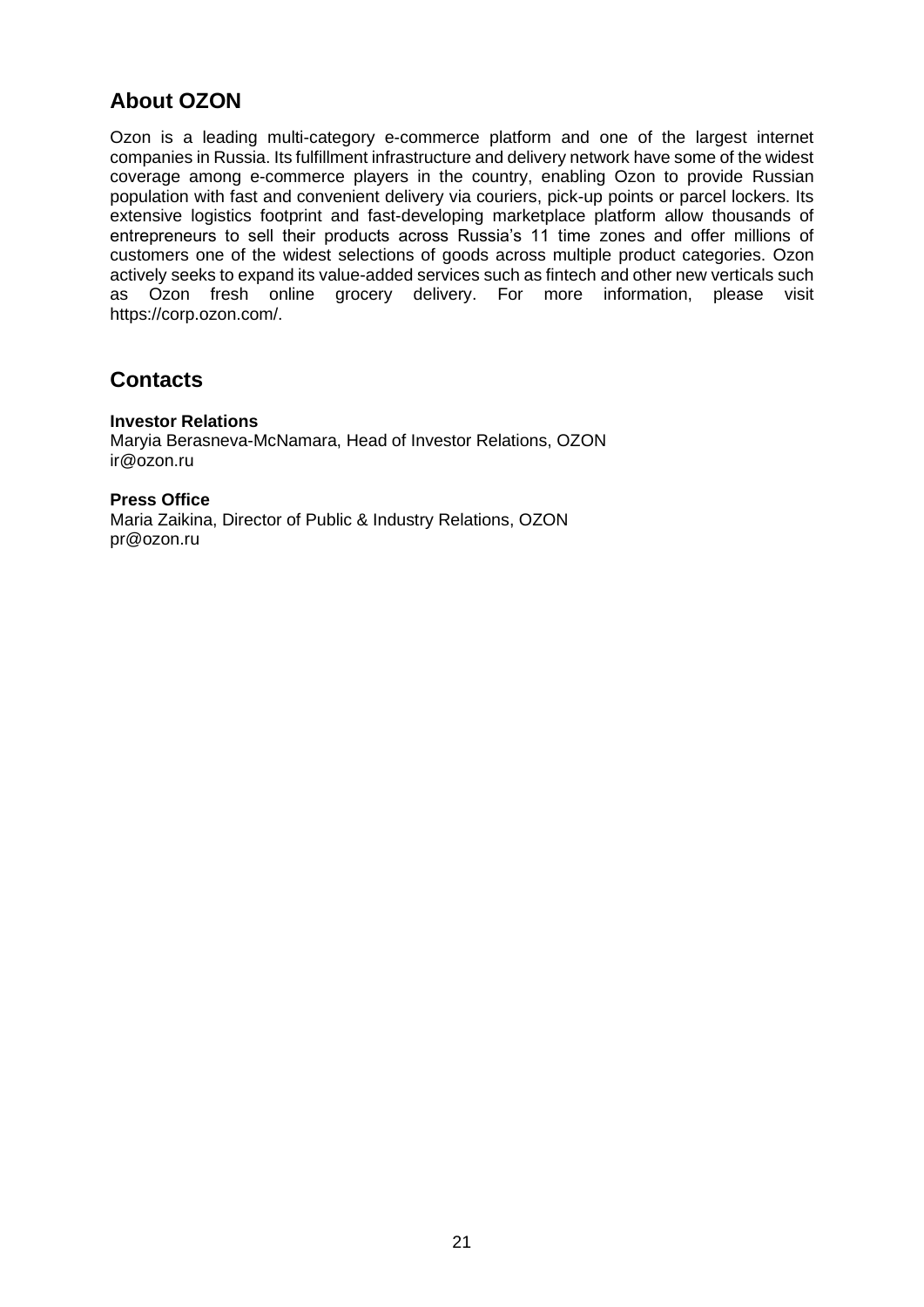## About OZON

Ozon is a leading multi-category e-commerce platform and one of the largest internet companies in Russia. Its fulfillment infrastructure and delivery network have some of the widest coverage among e-commerce players in the country, enabling Ozon to provide Russian population with fast and convenient delivery via couriers, pick-up points or parcel lockers. Its extensive logistics footprint and fast-developing marketplace platform allow thousands of entrepreneurs to sell their products across Russia's 11 time zones and offer millions of customers one of the widest selections of goods across multiple product categories. Ozon actively seeks to expand its value-added services such as fintech and other new verticals such as Ozon fresh online grocery delivery. For more information, please visit https://corp.ozon.com/.

## Contacts

**Investor Relations**
Maryia Berasneva-McNamara, Head of Investor Relations, OZON
ir@ozon.ru

**Press Office**
Maria Zaikina, Director of Public & Industry Relations, OZON
pr@ozon.ru